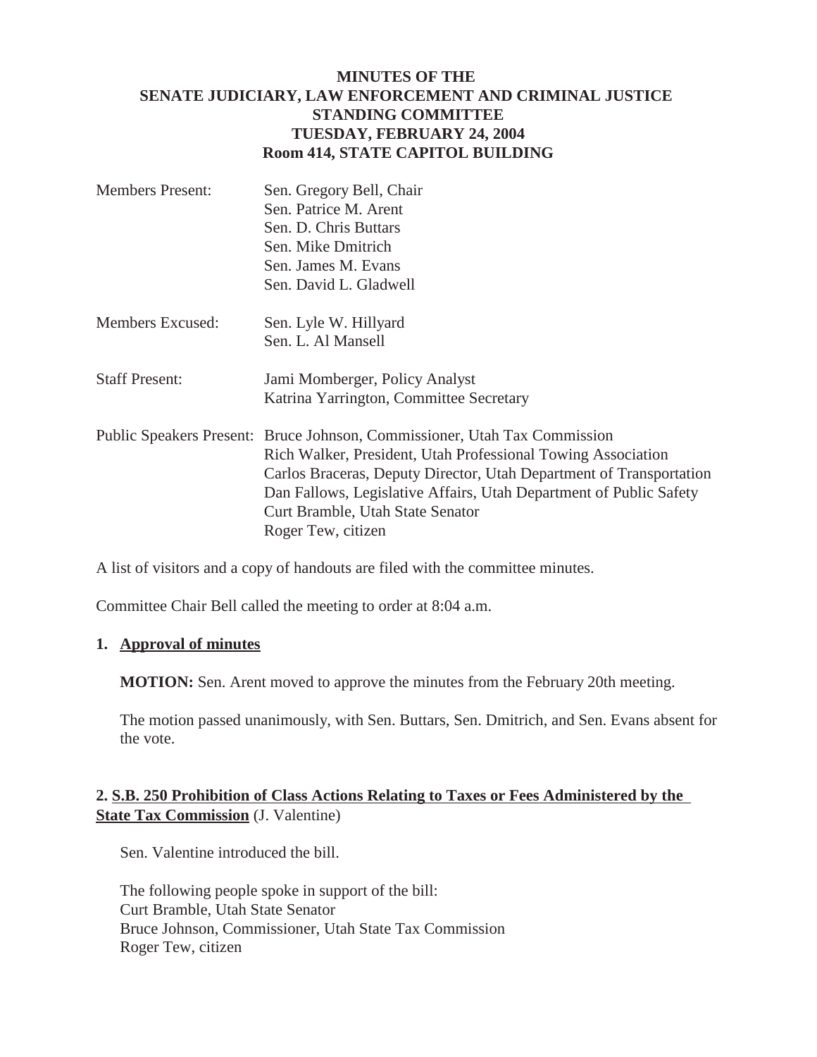# MINUTES OF THE SENATE JUDICIARY, LAW ENFORCEMENT AND CRIMINAL JUSTICE STANDING COMMITTEE TUESDAY, FEBRUARY 24, 2004 Room 414, STATE CAPITOL BUILDING

Members Present: Sen. Gregory Bell, Chair
Sen. Patrice M. Arent
Sen. D. Chris Buttars
Sen. Mike Dmitrich
Sen. James M. Evans
Sen. David L. Gladwell

Members Excused: Sen. Lyle W. Hillyard
Sen. L. Al Mansell

Staff Present: Jami Momberger, Policy Analyst
Katrina Yarrington, Committee Secretary

Public Speakers Present: Bruce Johnson, Commissioner, Utah Tax Commission
Rich Walker, President, Utah Professional Towing Association
Carlos Braceras, Deputy Director, Utah Department of Transportation
Dan Fallows, Legislative Affairs, Utah Department of Public Safety
Curt Bramble, Utah State Senator
Roger Tew, citizen

A list of visitors and a copy of handouts are filed with the committee minutes.

Committee Chair Bell called the meeting to order at 8:04 a.m.

**1. Approval of minutes**

**MOTION:** Sen. Arent moved to approve the minutes from the February 20th meeting.

The motion passed unanimously, with Sen. Buttars, Sen. Dmitrich, and Sen. Evans absent for the vote.

**2. S.B. 250 Prohibition of Class Actions Relating to Taxes or Fees Administered by the State Tax Commission** (J. Valentine)

Sen. Valentine introduced the bill.

The following people spoke in support of the bill:
Curt Bramble, Utah State Senator
Bruce Johnson, Commissioner, Utah State Tax Commission
Roger Tew, citizen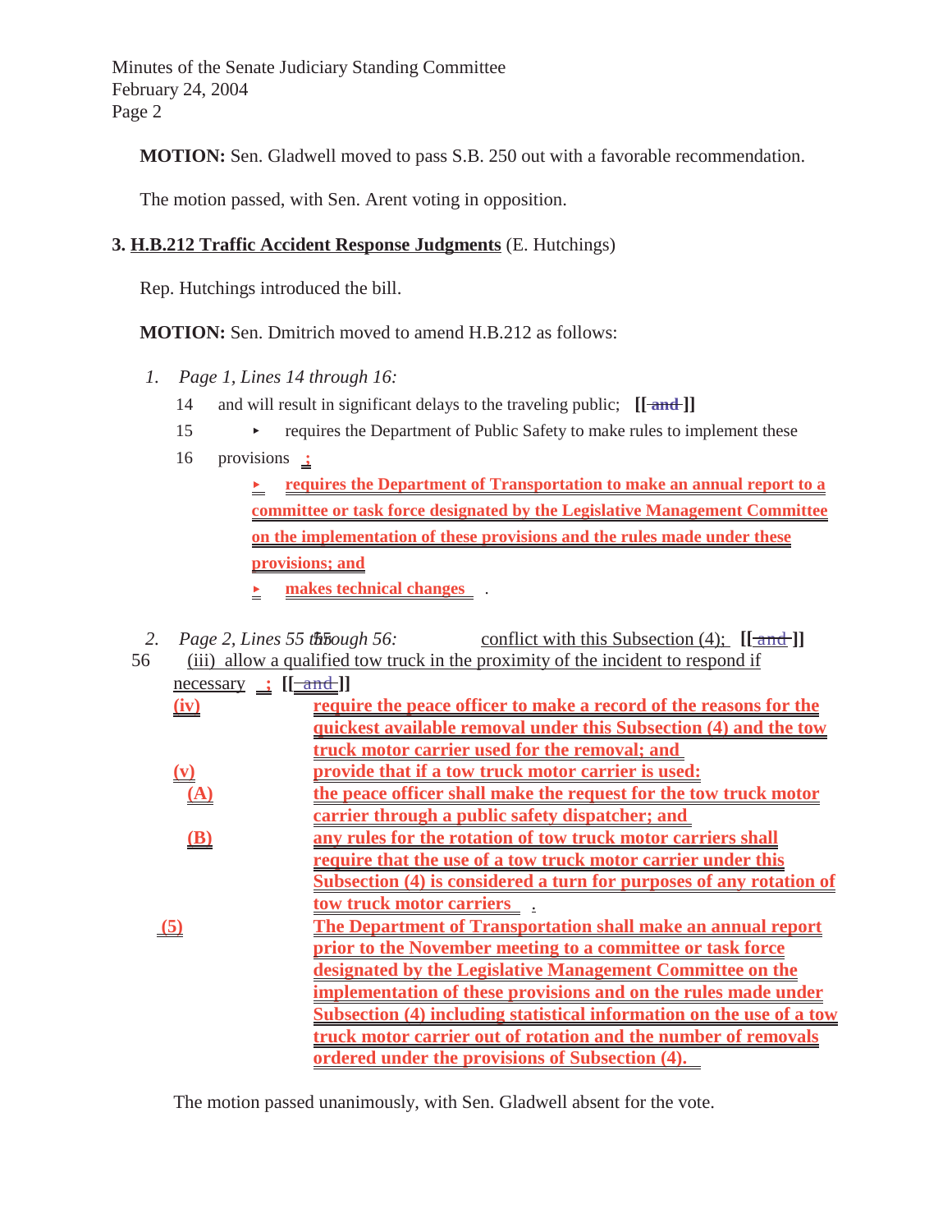**MOTION:** Sen. Gladwell moved to pass S.B. 250 out with a favorable recommendation.

The motion passed, with Sen. Arent voting in opposition.

### 3. H.B.212 Traffic Accident Response Judgments (E. Hutchings)

Rep. Hutchings introduced the bill.

**MOTION:** Sen. Dmitrich moved to amend H.B.212 as follows:

1. *Page 1, Lines 14 through 16:*

   14 and will result in significant delays to the traveling public; **[[ ~~and~~ ]]**

   15 ‣ requires the Department of Public Safety to make rules to implement these

   16 provisions **;**

   ‣ **requires the Department of Transportation to make an annual report to a committee or task force designated by the Legislative Management Committee on the implementation of these provisions and the rules made under these provisions; and**

   ‣ **makes technical changes** .

2. *Page 2, Lines 55 through 56:*

   55 conflict with this Subsection (4); **[[ ~~and~~ ]]**

   56 (iii) allow a qualified tow truck in the proximity of the incident to respond if necessary **;** **[[ ~~and~~ ]]**

   **(iv) require the peace officer to make a record of the reasons for the quickest available removal under this Subsection (4) and the tow truck motor carrier used for the removal; and**

   **(v) provide that if a tow truck motor carrier is used:**

   **(A) the peace officer shall make the request for the tow truck motor carrier through a public safety dispatcher; and**

   **(B) any rules for the rotation of tow truck motor carriers shall require that the use of a tow truck motor carrier under this Subsection (4) is considered a turn for purposes of any rotation of tow truck motor carriers** .

   **(5) The Department of Transportation shall make an annual report prior to the November meeting to a committee or task force designated by the Legislative Management Committee on the implementation of these provisions and on the rules made under Subsection (4) including statistical information on the use of a tow truck motor carrier out of rotation and the number of removals ordered under the provisions of Subsection (4).**

The motion passed unanimously, with Sen. Gladwell absent for the vote.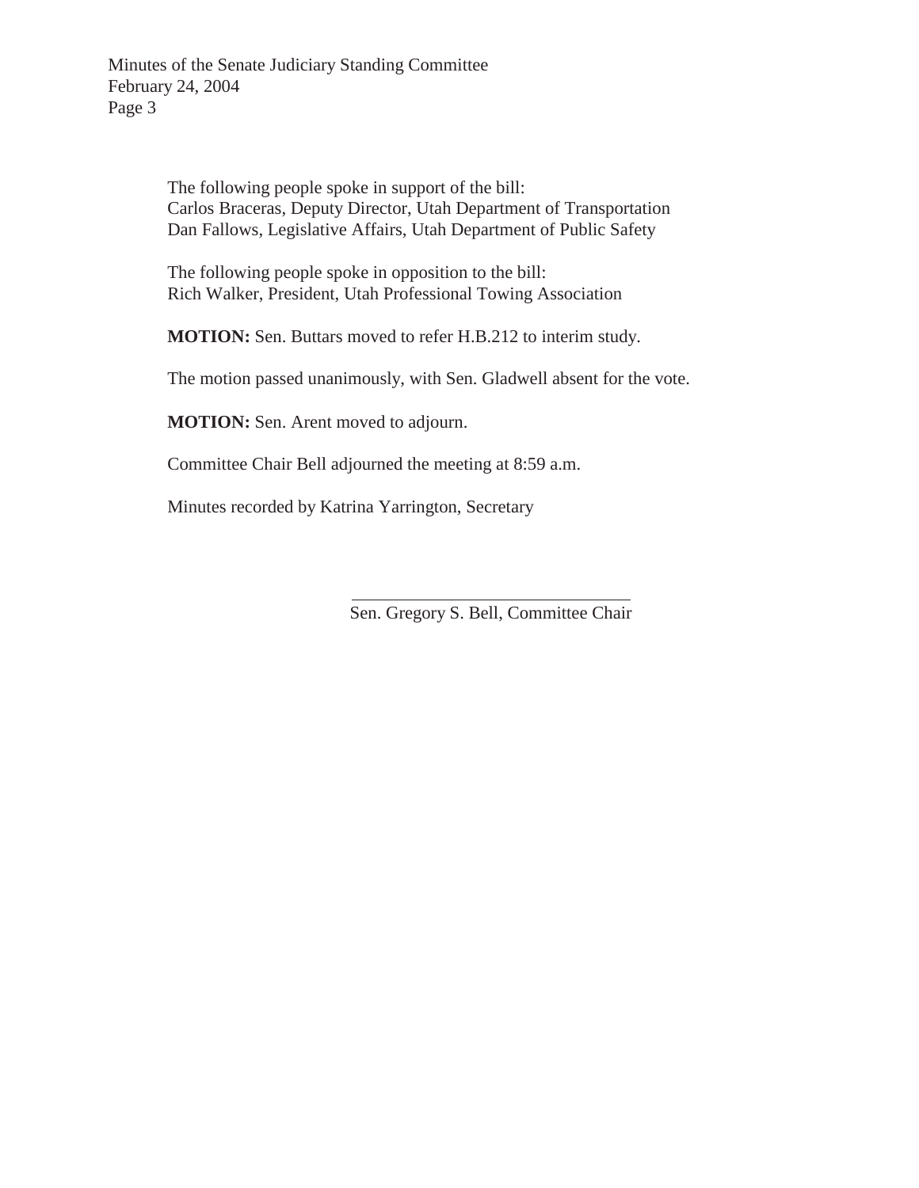The following people spoke in support of the bill:
Carlos Braceras, Deputy Director, Utah Department of Transportation
Dan Fallows, Legislative Affairs, Utah Department of Public Safety

The following people spoke in opposition to the bill:
Rich Walker, President, Utah Professional Towing Association

**MOTION:** Sen. Buttars moved to refer H.B.212 to interim study.

The motion passed unanimously, with Sen. Gladwell absent for the vote.

**MOTION:** Sen. Arent moved to adjourn.

Committee Chair Bell adjourned the meeting at 8:59 a.m.

Minutes recorded by Katrina Yarrington, Secretary

\_\_\_\_\_\_\_\_\_\_\_\_\_\_\_\_\_\_\_\_\_\_\_\_\_\_\_\_\_\_\_\_

Sen. Gregory S. Bell, Committee Chair